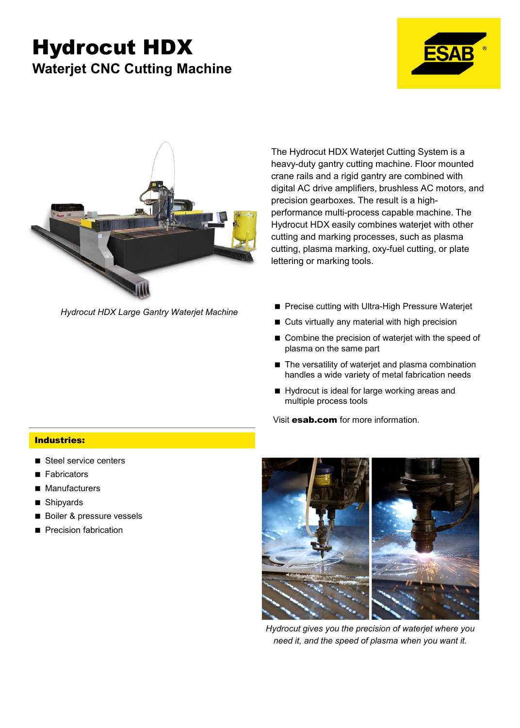# Hydrocut HDX

## Waterjet CNC Cutting Machine

*Hydrocut HDX Large Gantry Waterjet Machine*

The Hydrocut HDX Waterjet Cutting System is a heavy-duty gantry cutting machine. Floor mounted crane rails and a rigid gantry are combined with digital AC drive amplifiers, brushless AC motors, and precision gearboxes. The result is a high-performance multi-process capable machine. The Hydrocut HDX easily combines waterjet with other cutting and marking processes, such as plasma cutting, plasma marking, oxy-fuel cutting, or plate lettering or marking tools.

- Precise cutting with Ultra-High Pressure Waterjet
- Cuts virtually any material with high precision
- Combine the precision of waterjet with the speed of plasma on the same part
- The versatility of waterjet and plasma combination handles a wide variety of metal fabrication needs
- Hydrocut is ideal for large working areas and multiple process tools

Visit **esab.com** for more information.

**Industries:**

- Steel service centers
- Fabricators
- Manufacturers
- Shipyards
- Boiler & pressure vessels
- Precision fabrication

*Hydrocut gives you the precision of waterjet where you need it, and the speed of plasma when you want it.*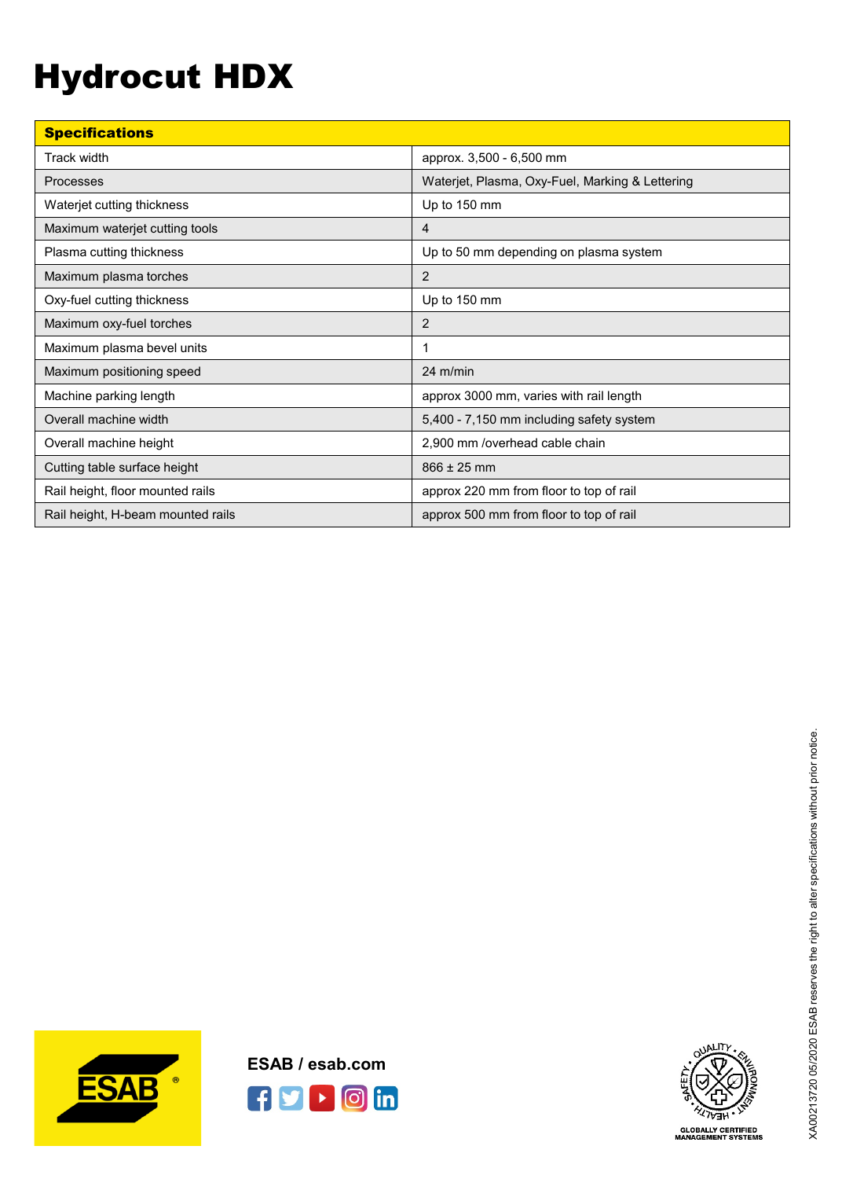# Hydrocut HDX

| Specifications | |
|---|---|
| Track width | approx. 3,500 - 6,500 mm |
| Processes | Waterjet, Plasma, Oxy-Fuel, Marking & Lettering |
| Waterjet cutting thickness | Up to 150 mm |
| Maximum waterjet cutting tools | 4 |
| Plasma cutting thickness | Up to 50 mm depending on plasma system |
| Maximum plasma torches | 2 |
| Oxy-fuel cutting thickness | Up to 150 mm |
| Maximum oxy-fuel torches | 2 |
| Maximum plasma bevel units | 1 |
| Maximum positioning speed | 24 m/min |
| Machine parking length | approx 3000 mm, varies with rail length |
| Overall machine width | 5,400 - 7,150 mm including safety system |
| Overall machine height | 2,900 mm /overhead cable chain |
| Cutting table surface height | 866 ± 25 mm |
| Rail height, floor mounted rails | approx 220 mm from floor to top of rail |
| Rail height, H-beam mounted rails | approx 500 mm from floor to top of rail |

ESAB / esab.com

SAFETY • QUALITY • ENVIRONMENT • HEALTH

GLOBALLY CERTIFIED MANAGEMENT SYSTEMS

XA00213720 05/2020 ESAB reserves the right to alter specifications without prior notice.